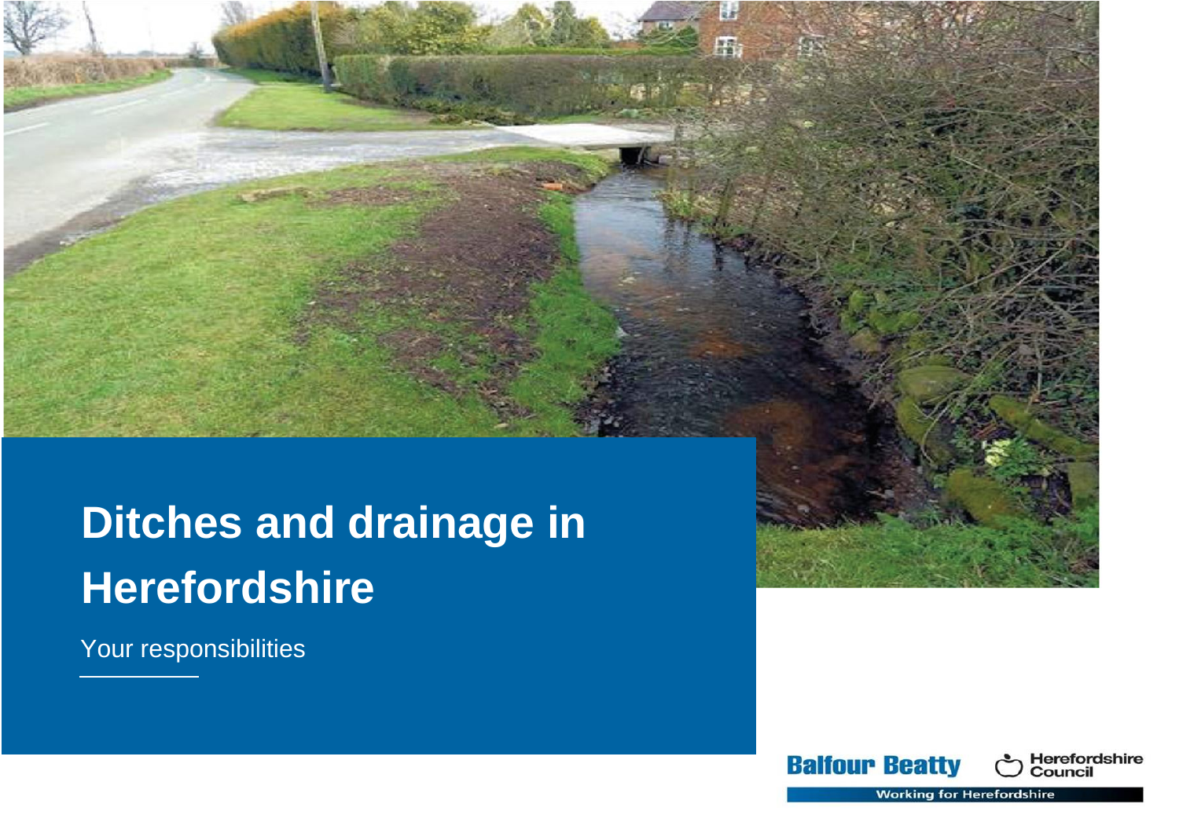# Ditches and drainage in Herefordshire

Your responsibilities

Balfour Beatty

Herefordshire Council

Working for Herefordshire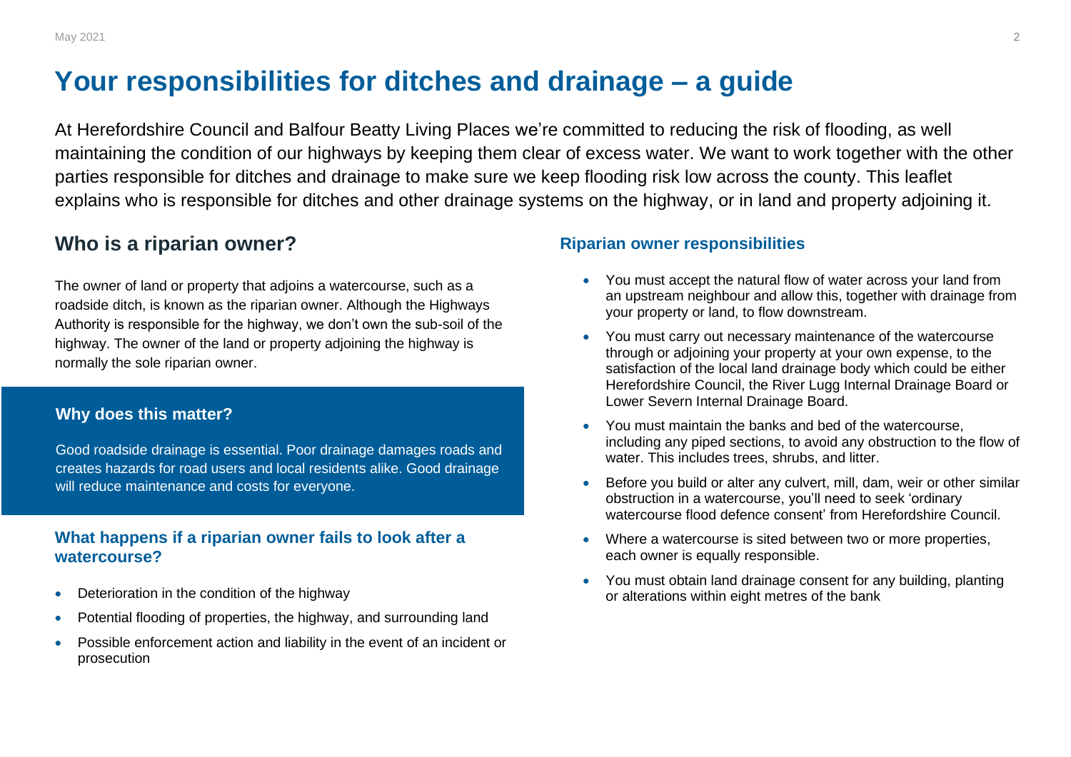# Your responsibilities for ditches and drainage – a guide

At Herefordshire Council and Balfour Beatty Living Places we're committed to reducing the risk of flooding, as well maintaining the condition of our highways by keeping them clear of excess water. We want to work together with the other parties responsible for ditches and drainage to make sure we keep flooding risk low across the county. This leaflet explains who is responsible for ditches and other drainage systems on the highway, or in land and property adjoining it.

## Who is a riparian owner?

The owner of land or property that adjoins a watercourse, such as a roadside ditch, is known as the riparian owner. Although the Highways Authority is responsible for the highway, we don't own the sub-soil of the highway. The owner of the land or property adjoining the highway is normally the sole riparian owner.

### Why does this matter?

Good roadside drainage is essential. Poor drainage damages roads and creates hazards for road users and local residents alike. Good drainage will reduce maintenance and costs for everyone.

### What happens if a riparian owner fails to look after a watercourse?

- Deterioration in the condition of the highway
- Potential flooding of properties, the highway, and surrounding land
- Possible enforcement action and liability in the event of an incident or prosecution

### Riparian owner responsibilities

- You must accept the natural flow of water across your land from an upstream neighbour and allow this, together with drainage from your property or land, to flow downstream.
- You must carry out necessary maintenance of the watercourse through or adjoining your property at your own expense, to the satisfaction of the local land drainage body which could be either Herefordshire Council, the River Lugg Internal Drainage Board or Lower Severn Internal Drainage Board.
- You must maintain the banks and bed of the watercourse, including any piped sections, to avoid any obstruction to the flow of water. This includes trees, shrubs, and litter.
- Before you build or alter any culvert, mill, dam, weir or other similar obstruction in a watercourse, you'll need to seek 'ordinary watercourse flood defence consent' from Herefordshire Council.
- Where a watercourse is sited between two or more properties, each owner is equally responsible.
- You must obtain land drainage consent for any building, planting or alterations within eight metres of the bank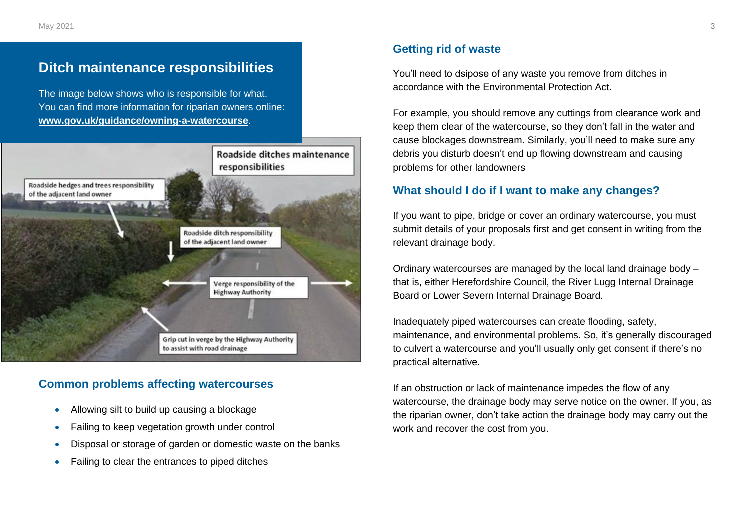## Ditch maintenance responsibilities

The image below shows who is responsible for what. You can find more information for riparian owners online: **www.gov.uk/guidance/owning-a-watercourse**.

Roadside ditches maintenance responsibilities

Roadside hedges and trees responsibility of the adjacent land owner

Roadside ditch responsibility of the adjacent land owner

Verge responsibility of the Highway Authority

Grip cut in verge by the Highway Authority to assist with road drainage

## Common problems affecting watercourses

- Allowing silt to build up causing a blockage
- Failing to keep vegetation growth under control
- Disposal or storage of garden or domestic waste on the banks
- Failing to clear the entrances to piped ditches

## Getting rid of waste

You'll need to dsipose of any waste you remove from ditches in accordance with the Environmental Protection Act.

For example, you should remove any cuttings from clearance work and keep them clear of the watercourse, so they don't fall in the water and cause blockages downstream. Similarly, you'll need to make sure any debris you disturb doesn't end up flowing downstream and causing problems for other landowners

## What should I do if I want to make any changes?

If you want to pipe, bridge or cover an ordinary watercourse, you must submit details of your proposals first and get consent in writing from the relevant drainage body.

Ordinary watercourses are managed by the local land drainage body – that is, either Herefordshire Council, the River Lugg Internal Drainage Board or Lower Severn Internal Drainage Board.

Inadequately piped watercourses can create flooding, safety, maintenance, and environmental problems. So, it's generally discouraged to culvert a watercourse and you'll usually only get consent if there's no practical alternative.

If an obstruction or lack of maintenance impedes the flow of any watercourse, the drainage body may serve notice on the owner. If you, as the riparian owner, don't take action the drainage body may carry out the work and recover the cost from you.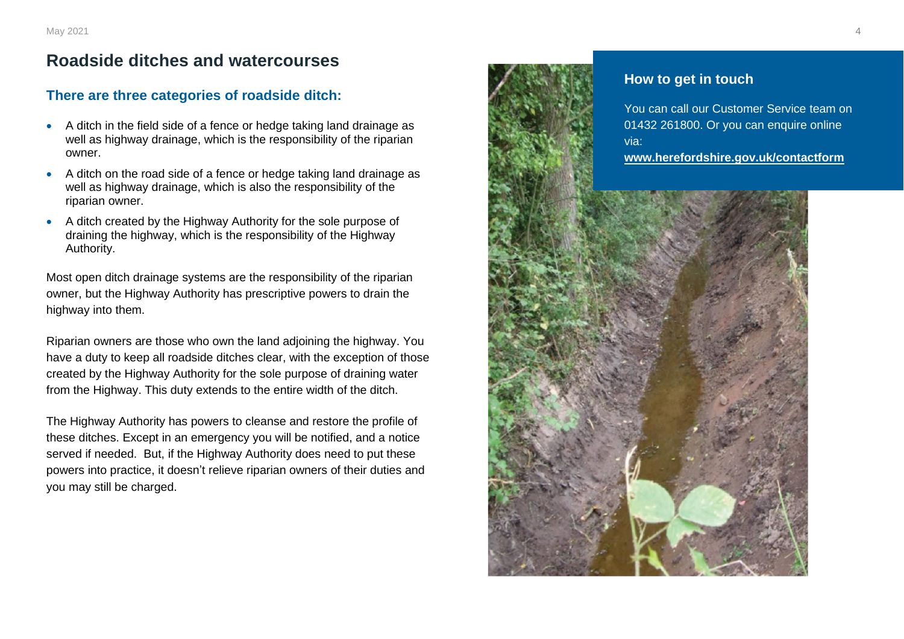## Roadside ditches and watercourses

### There are three categories of roadside ditch:

- A ditch in the field side of a fence or hedge taking land drainage as well as highway drainage, which is the responsibility of the riparian owner.
- A ditch on the road side of a fence or hedge taking land drainage as well as highway drainage, which is also the responsibility of the riparian owner.
- A ditch created by the Highway Authority for the sole purpose of draining the highway, which is the responsibility of the Highway Authority.

Most open ditch drainage systems are the responsibility of the riparian owner, but the Highway Authority has prescriptive powers to drain the highway into them.

Riparian owners are those who own the land adjoining the highway. You have a duty to keep all roadside ditches clear, with the exception of those created by the Highway Authority for the sole purpose of draining water from the Highway. This duty extends to the entire width of the ditch.

The Highway Authority has powers to cleanse and restore the profile of these ditches. Except in an emergency you will be notified, and a notice served if needed. But, if the Highway Authority does need to put these powers into practice, it doesn't relieve riparian owners of their duties and you may still be charged.

### How to get in touch

You can call our Customer Service team on 01432 261800. Or you can enquire online via:

**www.herefordshire.gov.uk/contactform**